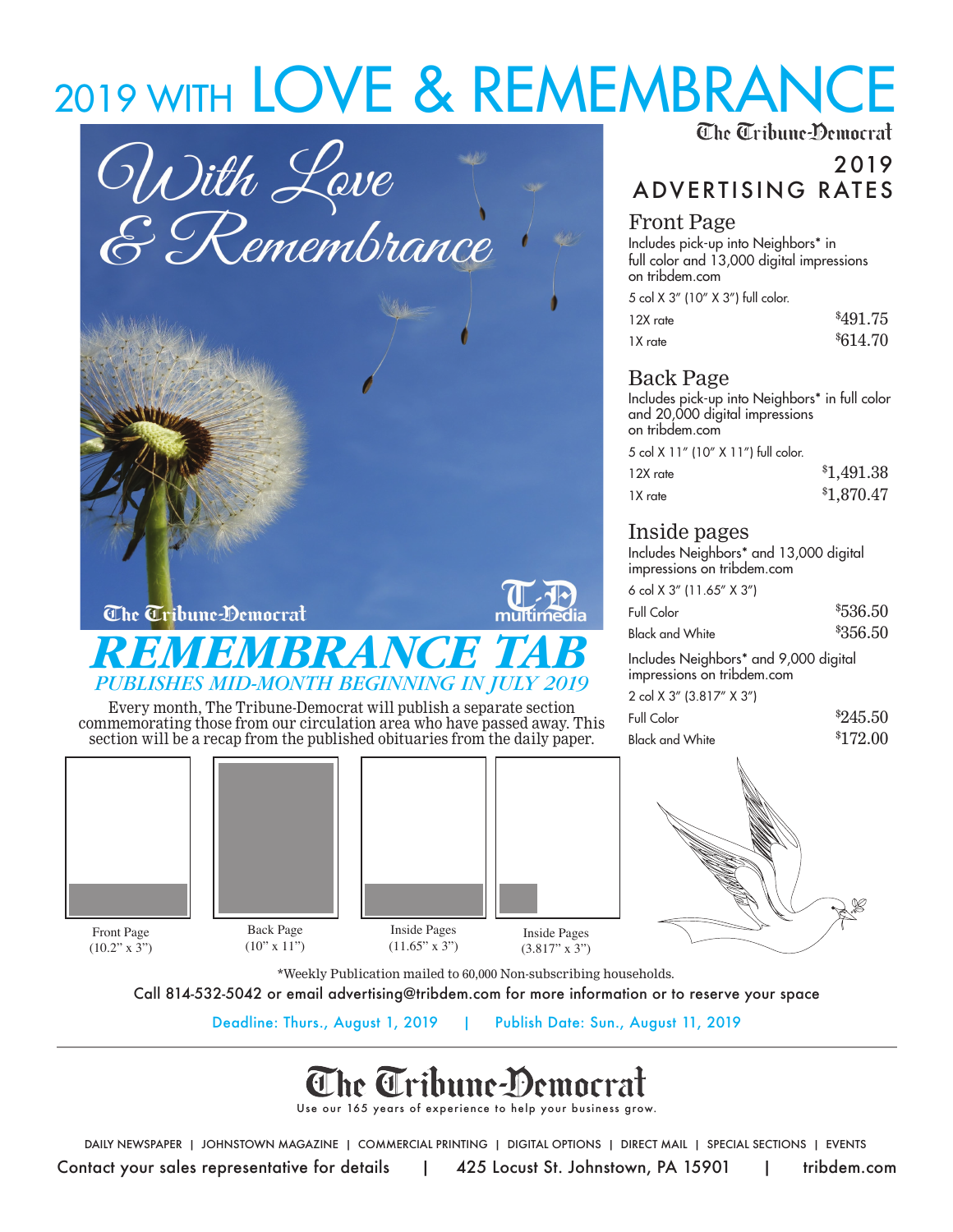# 2019 WITH LOVE & REMEMBRANCE

With Love & Remembrance

The Tribune-Democrat

T-D multimedia

## REMEMBRANCE TAB

*PUBLISHES MID-MONTH BEGINNING IN JULY 2019*

Every month, The Tribune-Democrat will publish a separate section commemorating those from our circulation area who have passed away. This section will be a recap from the published obituaries from the daily paper.

The Tribune-Democrat

## 2019 ADVERTISING RATES

### Front Page

Includes pick-up into Neighbors* in full color and 13,000 digital impressions on tribdem.com

5 col X 3" (10" X 3") full color.

| | |
|---|---|
| 12X rate | $491.75 |
| 1X rate | $614.70 |

### Back Page

Includes pick-up into Neighbors* in full color and 20,000 digital impressions on tribdem.com

5 col X 11" (10" X 11") full color.

| | |
|---|---|
| 12X rate | $1,491.38 |
| 1X rate | $1,870.47 |

### Inside pages

Includes Neighbors* and 13,000 digital impressions on tribdem.com

6 col X 3" (11.65" X 3")

| | |
|---|---|
| Full Color | $536.50 |
| Black and White | $356.50 |

Includes Neighbors* and 9,000 digital impressions on tribdem.com

2 col X 3" (3.817" X 3")

| | |
|---|---|
| Full Color | $245.50 |
| Black and White | $172.00 |

Front Page (10.2" x 3")

Back Page (10" x 11")

Inside Pages (11.65" x 3")

Inside Pages (3.817" x 3")

*Weekly Publication mailed to 60,000 Non-subscribing households.

Call 814-532-5042 or email advertising@tribdem.com for more information or to reserve your space

Deadline: Thurs., August 1, 2019 | Publish Date: Sun., August 11, 2019

---

# The Tribune-Democrat

Use our 165 years of experience to help your business grow.

DAILY NEWSPAPER | JOHNSTOWN MAGAZINE | COMMERCIAL PRINTING | DIGITAL OPTIONS | DIRECT MAIL | SPECIAL SECTIONS | EVENTS

Contact your sales representative for details | 425 Locust St. Johnstown, PA 15901 | tribdem.com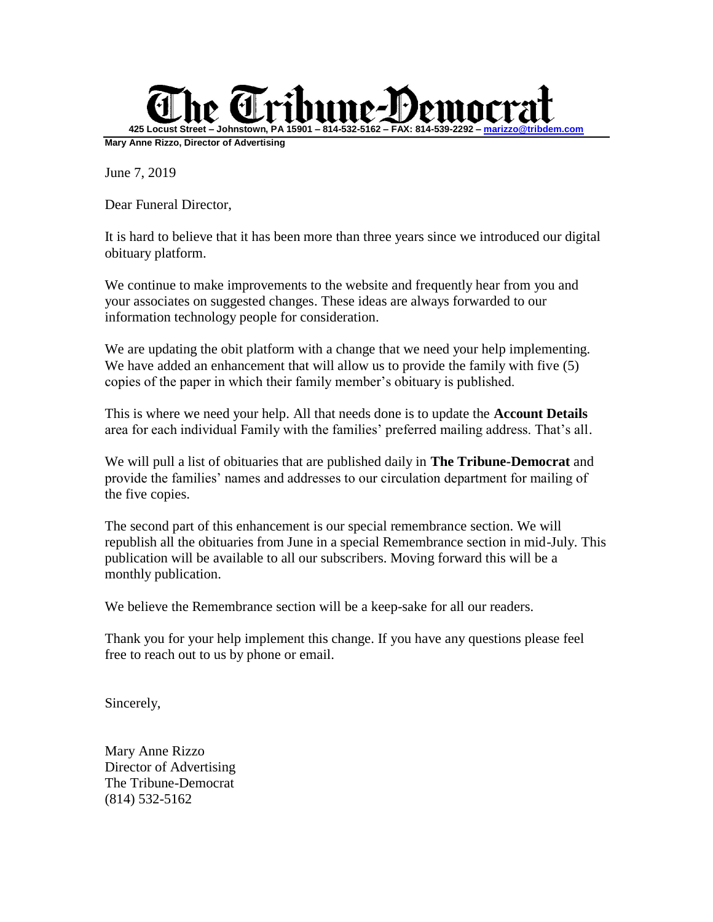# The Tribune-Democrat

**425 Locust Street – Johnstown, PA 15901 – 814-532-5162 – FAX: 814-539-2292 – marizzo@tribdem.com**

**Mary Anne Rizzo, Director of Advertising**

June 7, 2019

Dear Funeral Director,

It is hard to believe that it has been more than three years since we introduced our digital obituary platform.

We continue to make improvements to the website and frequently hear from you and your associates on suggested changes. These ideas are always forwarded to our information technology people for consideration.

We are updating the obit platform with a change that we need your help implementing. We have added an enhancement that will allow us to provide the family with five (5) copies of the paper in which their family member's obituary is published.

This is where we need your help. All that needs done is to update the **Account Details** area for each individual Family with the families' preferred mailing address. That's all.

We will pull a list of obituaries that are published daily in **The Tribune-Democrat** and provide the families' names and addresses to our circulation department for mailing of the five copies.

The second part of this enhancement is our special remembrance section. We will republish all the obituaries from June in a special Remembrance section in mid-July. This publication will be available to all our subscribers. Moving forward this will be a monthly publication.

We believe the Remembrance section will be a keep-sake for all our readers.

Thank you for your help implement this change. If you have any questions please feel free to reach out to us by phone or email.

Sincerely,

Mary Anne Rizzo
Director of Advertising
The Tribune-Democrat
(814) 532-5162